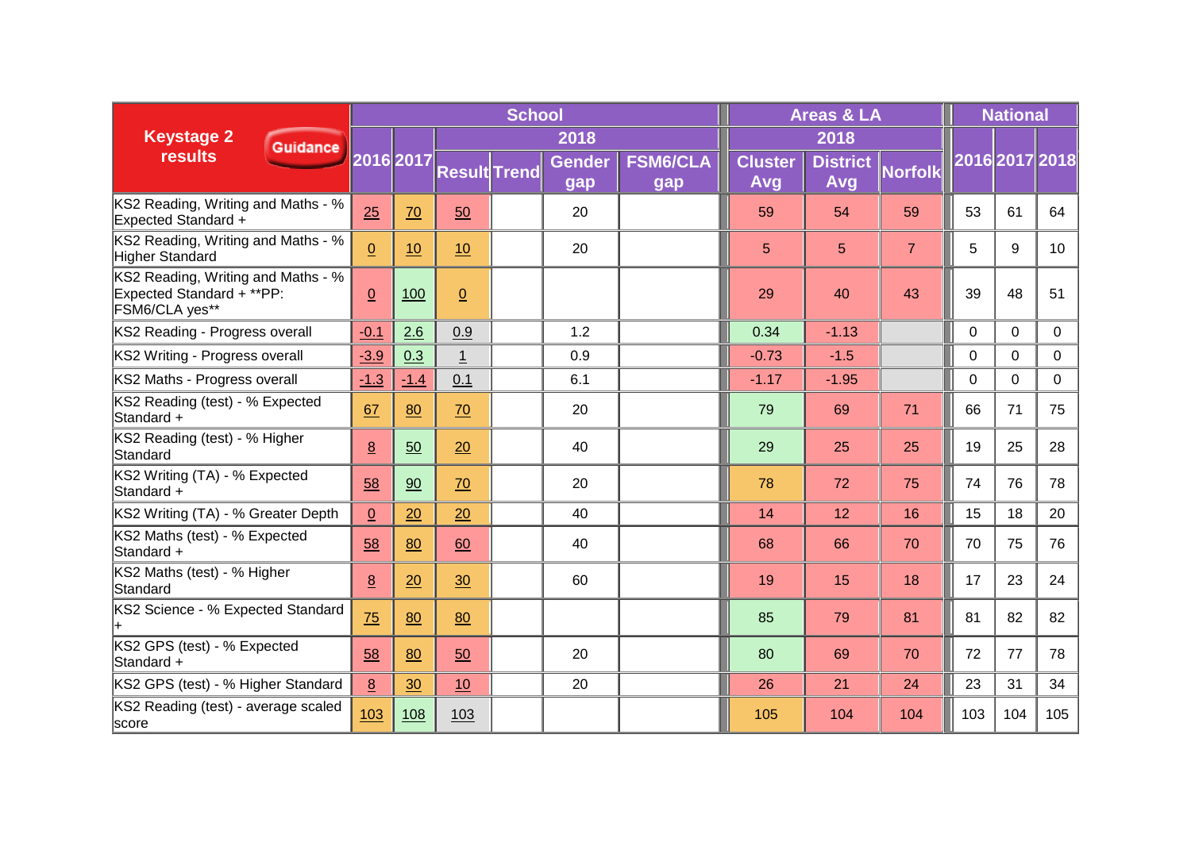| Keystage 2 results Guidance | School | | | | | | Areas & LA | | | National | | |
|---|---|---|---|---|---|---|---|---|---|---|---|---|
| | 2016 | 2017 | 2018 | | | | 2018 | | | 2016 | 2017 | 2018 |
| | | | Result | Trend | Gender gap | FSM6/CLA gap | Cluster Avg | District Avg | Norfolk | | | |
| KS2 Reading, Writing and Maths - % Expected Standard + | 25 | 70 | 50 | | 20 | | 59 | 54 | 59 | 53 | 61 | 64 |
| KS2 Reading, Writing and Maths - % Higher Standard | 0 | 10 | 10 | | 20 | | 5 | 5 | 7 | 5 | 9 | 10 |
| KS2 Reading, Writing and Maths - % Expected Standard + **PP: FSM6/CLA yes** | 0 | 100 | 0 | | | | 29 | 40 | 43 | 39 | 48 | 51 |
| KS2 Reading - Progress overall | -0.1 | 2.6 | 0.9 | | 1.2 | | 0.34 | -1.13 | | 0 | 0 | 0 |
| KS2 Writing - Progress overall | -3.9 | 0.3 | 1 | | 0.9 | | -0.73 | -1.5 | | 0 | 0 | 0 |
| KS2 Maths - Progress overall | -1.3 | -1.4 | 0.1 | | 6.1 | | -1.17 | -1.95 | | 0 | 0 | 0 |
| KS2 Reading (test) - % Expected Standard + | 67 | 80 | 70 | | 20 | | 79 | 69 | 71 | 66 | 71 | 75 |
| KS2 Reading (test) - % Higher Standard | 8 | 50 | 20 | | 40 | | 29 | 25 | 25 | 19 | 25 | 28 |
| KS2 Writing (TA) - % Expected Standard + | 58 | 90 | 70 | | 20 | | 78 | 72 | 75 | 74 | 76 | 78 |
| KS2 Writing (TA) - % Greater Depth | 0 | 20 | 20 | | 40 | | 14 | 12 | 16 | 15 | 18 | 20 |
| KS2 Maths (test) - % Expected Standard + | 58 | 80 | 60 | | 40 | | 68 | 66 | 70 | 70 | 75 | 76 |
| KS2 Maths (test) - % Higher Standard | 8 | 20 | 30 | | 60 | | 19 | 15 | 18 | 17 | 23 | 24 |
| KS2 Science - % Expected Standard + | 75 | 80 | 80 | | | | 85 | 79 | 81 | 81 | 82 | 82 |
| KS2 GPS (test) - % Expected Standard + | 58 | 80 | 50 | | 20 | | 80 | 69 | 70 | 72 | 77 | 78 |
| KS2 GPS (test) - % Higher Standard | 8 | 30 | 10 | | 20 | | 26 | 21 | 24 | 23 | 31 | 34 |
| KS2 Reading (test) - average scaled score | 103 | 108 | 103 | | | | 105 | 104 | 104 | 103 | 104 | 105 |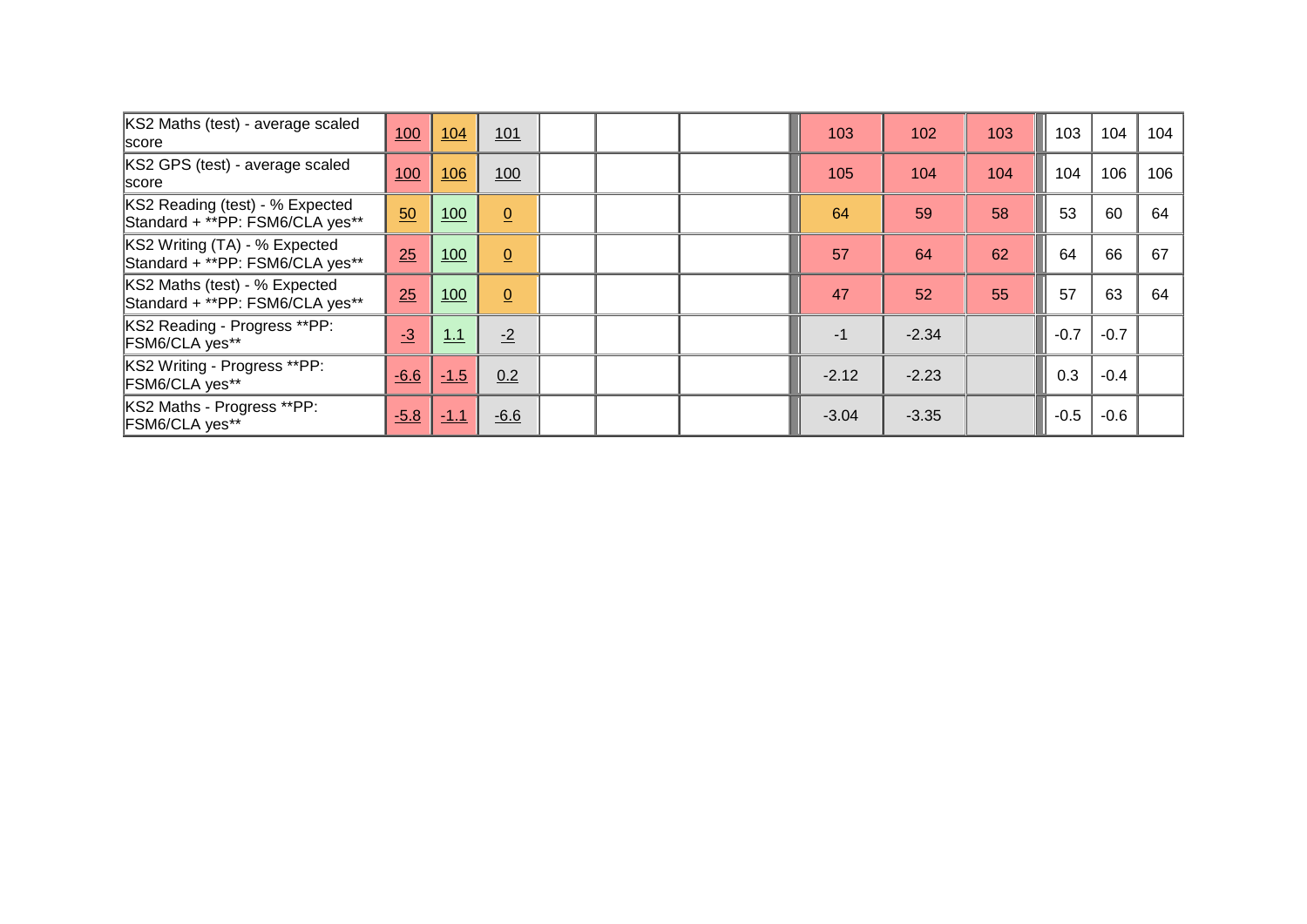| | | | | | | | | | | | | |
|---|---|---|---|---|---|---|---|---|---|---|---|---|
| KS2 Maths (test) - average scaled score | 100 | 104 | 101 | | | | 103 | 102 | 103 | 103 | 104 | 104 |
| KS2 GPS (test) - average scaled score | 100 | 106 | 100 | | | | 105 | 104 | 104 | 104 | 106 | 106 |
| KS2 Reading (test) - % Expected Standard + **PP: FSM6/CLA yes** | 50 | 100 | 0 | | | | 64 | 59 | 58 | 53 | 60 | 64 |
| KS2 Writing (TA) - % Expected Standard + **PP: FSM6/CLA yes** | 25 | 100 | 0 | | | | 57 | 64 | 62 | 64 | 66 | 67 |
| KS2 Maths (test) - % Expected Standard + **PP: FSM6/CLA yes** | 25 | 100 | 0 | | | | 47 | 52 | 55 | 57 | 63 | 64 |
| KS2 Reading - Progress **PP: FSM6/CLA yes** | -3 | 1.1 | -2 | | | | -1 | -2.34 | | -0.7 | -0.7 | |
| KS2 Writing - Progress **PP: FSM6/CLA yes** | -6.6 | -1.5 | 0.2 | | | | -2.12 | -2.23 | | 0.3 | -0.4 | |
| KS2 Maths - Progress **PP: FSM6/CLA yes** | -5.8 | -1.1 | -6.6 | | | | -3.04 | -3.35 | | -0.5 | -0.6 | |